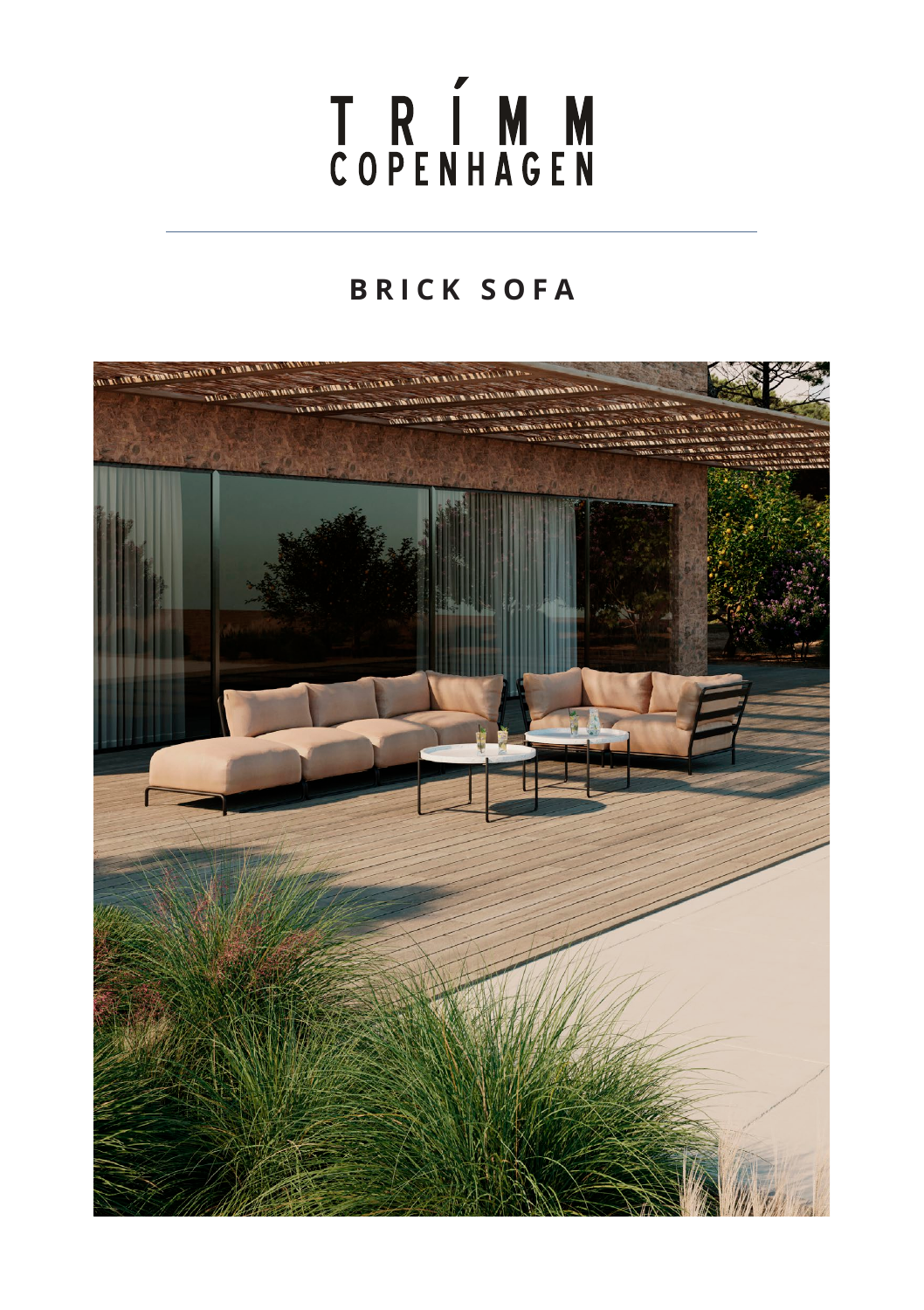TRÍMM
COPENHAGEN

# BRICK SOFA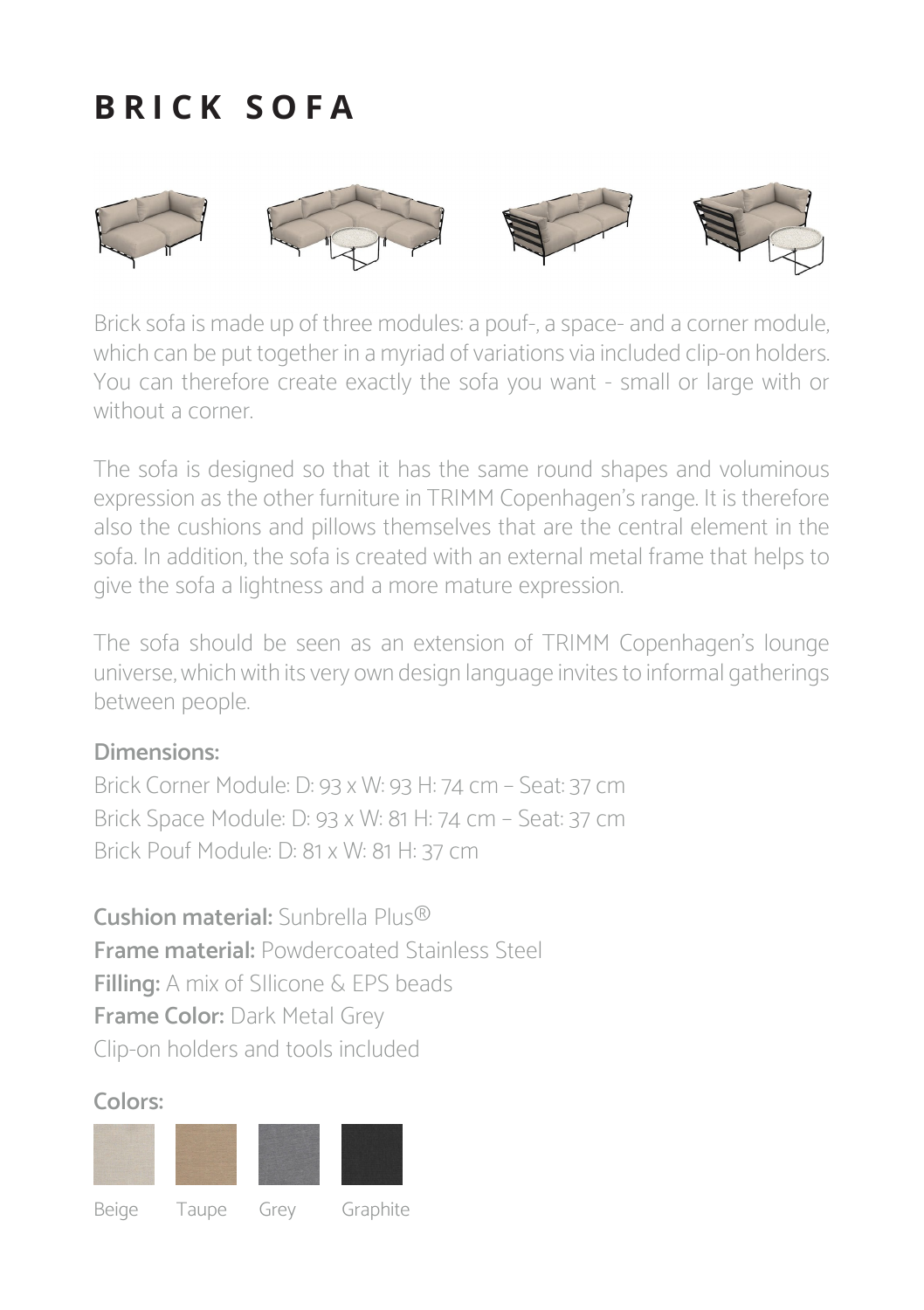# BRICK SOFA

Brick sofa is made up of three modules: a pouf-, a space- and a corner module, which can be put together in a myriad of variations via included clip-on holders. You can therefore create exactly the sofa you want - small or large with or without a corner.

The sofa is designed so that it has the same round shapes and voluminous expression as the other furniture in TRIMM Copenhagen's range. It is therefore also the cushions and pillows themselves that are the central element in the sofa. In addition, the sofa is created with an external metal frame that helps to give the sofa a lightness and a more mature expression.

The sofa should be seen as an extension of TRIMM Copenhagen's lounge universe, which with its very own design language invites to informal gatherings between people.

**Dimensions:**

Brick Corner Module: D: 93 x W: 93 H: 74 cm – Seat: 37 cm
Brick Space Module: D: 93 x W: 81 H: 74 cm – Seat: 37 cm
Brick Pouf Module: D: 81 x W: 81 H: 37 cm

**Cushion material:** Sunbrella Plus®
**Frame material:** Powdercoated Stainless Steel
**Filling:** A mix of SIlicone & EPS beads
**Frame Color:** Dark Metal Grey
Clip-on holders and tools included

**Colors:**

Beige Taupe Grey Graphite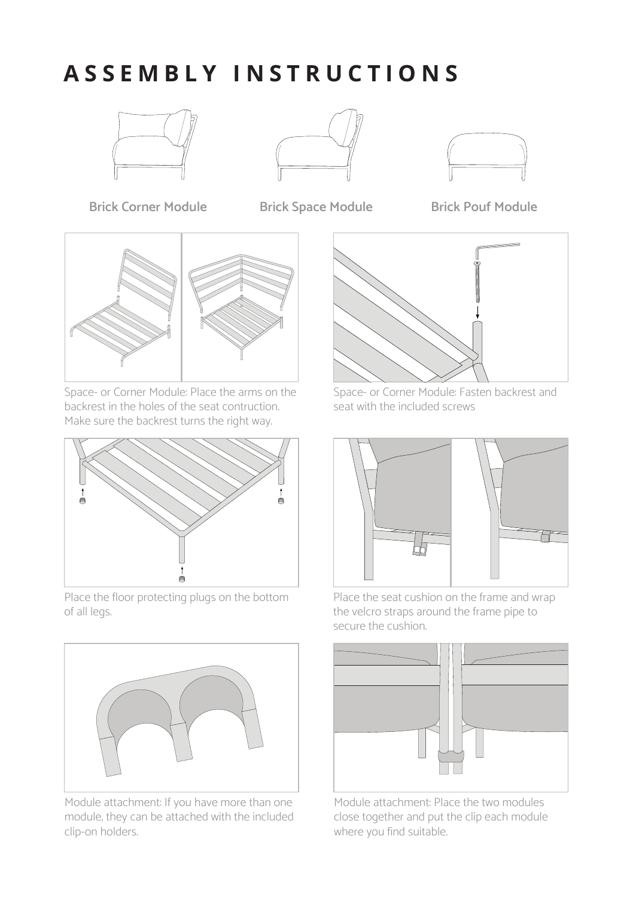# ASSEMBLY INSTRUCTIONS

Brick Corner Module

Brick Space Module

Brick Pouf Module

Space- or Corner Module: Place the arms on the backrest in the holes of the seat contruction. Make sure the backrest turns the right way.

Space- or Corner Module: Fasten backrest and seat with the included screws

Place the floor protecting plugs on the bottom of all legs.

Place the seat cushion on the frame and wrap the velcro straps around the frame pipe to secure the cushion.

Module attachment: If you have more than one module, they can be attached with the included clip-on holders.

Module attachment: Place the two modules close together and put the clip each module where you find suitable.